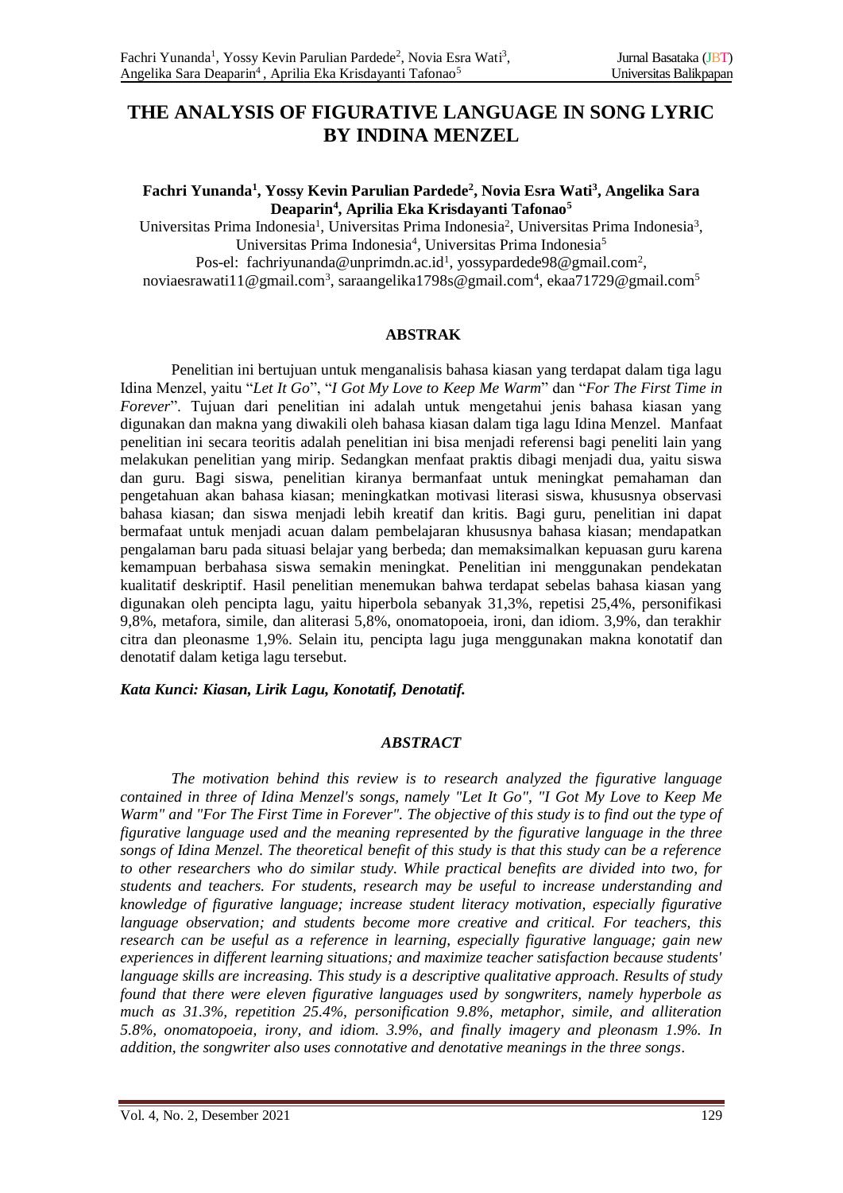# THE ANALYSIS OF FIGURATIVE LANGUAGE IN SONG LYRIC BY INDINA MENZEL

**Fachri Yunanda[1], Yossy Kevin Parulian Pardede[2], Novia Esra Wati[3], Angelika Sara Deaparin[4], Aprilia Eka Krisdayanti Tafonao[5]**

Universitas Prima Indonesia[1], Universitas Prima Indonesia[2], Universitas Prima Indonesia[3], Universitas Prima Indonesia[4], Universitas Prima Indonesia[5]

Pos-el: fachriyunanda@unprimdn.ac.id[1], yossypardede98@gmail.com[2], noviaesrawati11@gmail.com[3], saraangelika1798s@gmail.com[4], ekaa71729@gmail.com[5]

## ABSTRAK

Penelitian ini bertujuan untuk menganalisis bahasa kiasan yang terdapat dalam tiga lagu Idina Menzel, yaitu "*Let It Go*", "*I Got My Love to Keep Me Warm*" dan "*For The First Time in Forever*". Tujuan dari penelitian ini adalah untuk mengetahui jenis bahasa kiasan yang digunakan dan makna yang diwakili oleh bahasa kiasan dalam tiga lagu Idina Menzel. Manfaat penelitian ini secara teoritis adalah penelitian ini bisa menjadi referensi bagi peneliti lain yang melakukan penelitian yang mirip. Sedangkan menfaat praktis dibagi menjadi dua, yaitu siswa dan guru. Bagi siswa, penelitian kiranya bermanfaat untuk meningkat pemahaman dan pengetahuan akan bahasa kiasan; meningkatkan motivasi literasi siswa, khususnya observasi bahasa kiasan; dan siswa menjadi lebih kreatif dan kritis. Bagi guru, penelitian ini dapat bermafaat untuk menjadi acuan dalam pembelajaran khususnya bahasa kiasan; mendapatkan pengalaman baru pada situasi belajar yang berbeda; dan memaksimalkan kepuasan guru karena kemampuan berbahasa siswa semakin meningkat. Penelitian ini menggunakan pendekatan kualitatif deskriptif. Hasil penelitian menemukan bahwa terdapat sebelas bahasa kiasan yang digunakan oleh pencipta lagu, yaitu hiperbola sebanyak 31,3%, repetisi 25,4%, personifikasi 9,8%, metafora, simile, dan aliterasi 5,8%, onomatopoeia, ironi, dan idiom. 3,9%, dan terakhir citra dan pleonasme 1,9%. Selain itu, pencipta lagu juga menggunakan makna konotatif dan denotatif dalam ketiga lagu tersebut.

***Kata Kunci: Kiasan, Lirik Lagu, Konotatif, Denotatif.***

## *ABSTRACT*

*The motivation behind this review is to research analyzed the figurative language contained in three of Idina Menzel's songs, namely "Let It Go", "I Got My Love to Keep Me Warm" and "For The First Time in Forever". The objective of this study is to find out the type of figurative language used and the meaning represented by the figurative language in the three songs of Idina Menzel. The theoretical benefit of this study is that this study can be a reference to other researchers who do similar study. While practical benefits are divided into two, for students and teachers. For students, research may be useful to increase understanding and knowledge of figurative language; increase student literacy motivation, especially figurative language observation; and students become more creative and critical. For teachers, this research can be useful as a reference in learning, especially figurative language; gain new experiences in different learning situations; and maximize teacher satisfaction because students' language skills are increasing. This study is a descriptive qualitative approach. Results of study found that there were eleven figurative languages used by songwriters, namely hyperbole as much as 31.3%, repetition 25.4%, personification 9.8%, metaphor, simile, and alliteration 5.8%, onomatopoeia, irony, and idiom. 3.9%, and finally imagery and pleonasm 1.9%. In addition, the songwriter also uses connotative and denotative meanings in the three songs.*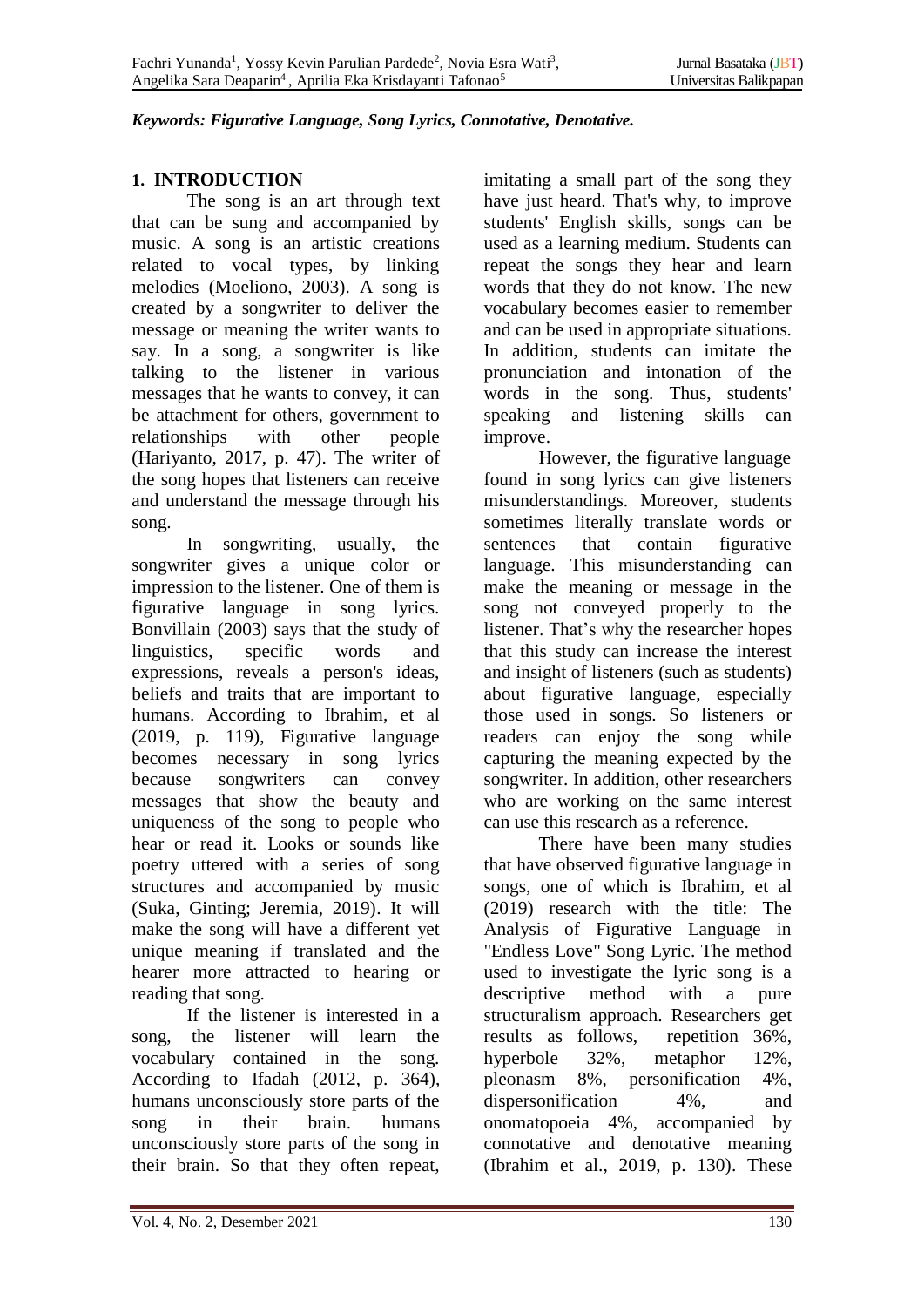***Keywords: Figurative Language, Song Lyrics, Connotative, Denotative.***

## 1. INTRODUCTION

The song is an art through text that can be sung and accompanied by music. A song is an artistic creations related to vocal types, by linking melodies (Moeliono, 2003). A song is created by a songwriter to deliver the message or meaning the writer wants to say. In a song, a songwriter is like talking to the listener in various messages that he wants to convey, it can be attachment for others, government to relationships with other people (Hariyanto, 2017, p. 47). The writer of the song hopes that listeners can receive and understand the message through his song.

In songwriting, usually, the songwriter gives a unique color or impression to the listener. One of them is figurative language in song lyrics. Bonvillain (2003) says that the study of linguistics, specific words and expressions, reveals a person's ideas, beliefs and traits that are important to humans. According to Ibrahim, et al (2019, p. 119), Figurative language becomes necessary in song lyrics because songwriters can convey messages that show the beauty and uniqueness of the song to people who hear or read it. Looks or sounds like poetry uttered with a series of song structures and accompanied by music (Suka, Ginting; Jeremia, 2019). It will make the song will have a different yet unique meaning if translated and the hearer more attracted to hearing or reading that song.

If the listener is interested in a song, the listener will learn the vocabulary contained in the song. According to Ifadah (2012, p. 364), humans unconsciously store parts of the song in their brain. humans unconsciously store parts of the song in their brain. So that they often repeat, imitating a small part of the song they have just heard. That's why, to improve students' English skills, songs can be used as a learning medium. Students can repeat the songs they hear and learn words that they do not know. The new vocabulary becomes easier to remember and can be used in appropriate situations. In addition, students can imitate the pronunciation and intonation of the words in the song. Thus, students' speaking and listening skills can improve.

However, the figurative language found in song lyrics can give listeners misunderstandings. Moreover, students sometimes literally translate words or sentences that contain figurative language. This misunderstanding can make the meaning or message in the song not conveyed properly to the listener. That's why the researcher hopes that this study can increase the interest and insight of listeners (such as students) about figurative language, especially those used in songs. So listeners or readers can enjoy the song while capturing the meaning expected by the songwriter. In addition, other researchers who are working on the same interest can use this research as a reference.

There have been many studies that have observed figurative language in songs, one of which is Ibrahim, et al (2019) research with the title: The Analysis of Figurative Language in "Endless Love" Song Lyric. The method used to investigate the lyric song is a descriptive method with a pure structuralism approach. Researchers get results as follows, repetition 36%, hyperbole 32%, metaphor 12%, pleonasm 8%, personification 4%, dispersonification 4%, and onomatopoeia 4%, accompanied by connotative and denotative meaning (Ibrahim et al., 2019, p. 130). These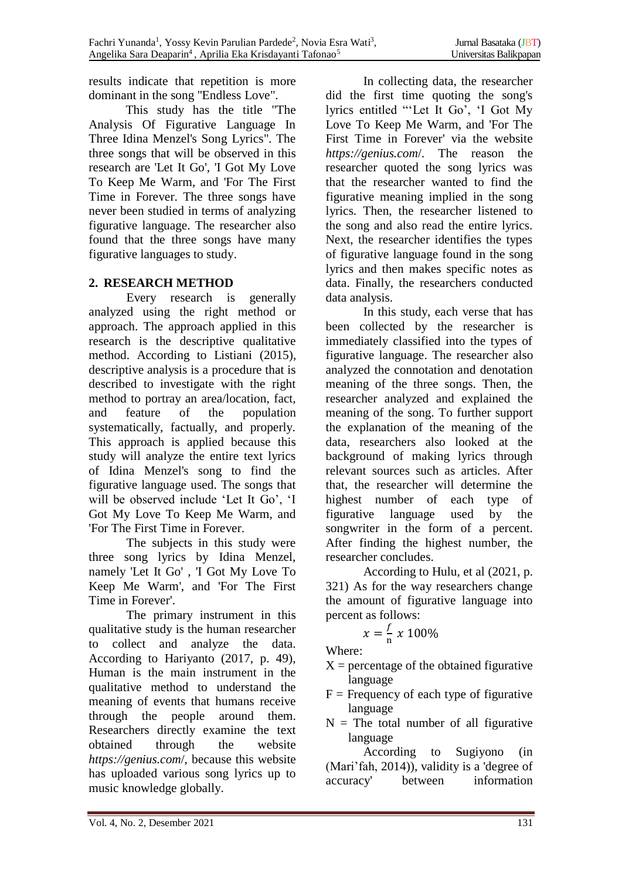results indicate that repetition is more dominant in the song "Endless Love".

This study has the title "The Analysis Of Figurative Language In Three Idina Menzel's Song Lyrics". The three songs that will be observed in this research are 'Let It Go', 'I Got My Love To Keep Me Warm, and 'For The First Time in Forever. The three songs have never been studied in terms of analyzing figurative language. The researcher also found that the three songs have many figurative languages to study.

## 2. RESEARCH METHOD

Every research is generally analyzed using the right method or approach. The approach applied in this research is the descriptive qualitative method. According to Listiani (2015), descriptive analysis is a procedure that is described to investigate with the right method to portray an area/location, fact, and feature of the population systematically, factually, and properly. This approach is applied because this study will analyze the entire text lyrics of Idina Menzel's song to find the figurative language used. The songs that will be observed include 'Let It Go', 'I Got My Love To Keep Me Warm, and 'For The First Time in Forever.

The subjects in this study were three song lyrics by Idina Menzel, namely 'Let It Go' , 'I Got My Love To Keep Me Warm', and 'For The First Time in Forever'.

The primary instrument in this qualitative study is the human researcher to collect and analyze the data. According to Hariyanto (2017, p. 49), Human is the main instrument in the qualitative method to understand the meaning of events that humans receive through the people around them. Researchers directly examine the text obtained through the website *https://genius.com*/, because this website has uploaded various song lyrics up to music knowledge globally.

In collecting data, the researcher did the first time quoting the song's lyrics entitled "'Let It Go', 'I Got My Love To Keep Me Warm, and 'For The First Time in Forever' via the website *https://genius.com*/. The reason the researcher quoted the song lyrics was that the researcher wanted to find the figurative meaning implied in the song lyrics. Then, the researcher listened to the song and also read the entire lyrics. Next, the researcher identifies the types of figurative language found in the song lyrics and then makes specific notes as data. Finally, the researchers conducted data analysis.

In this study, each verse that has been collected by the researcher is immediately classified into the types of figurative language. The researcher also analyzed the connotation and denotation meaning of the three songs. Then, the researcher analyzed and explained the meaning of the song. To further support the explanation of the meaning of the data, researchers also looked at the background of making lyrics through relevant sources such as articles. After that, the researcher will determine the highest number of each type of figurative language used by the songwriter in the form of a percent. After finding the highest number, the researcher concludes.

According to Hulu, et al (2021, p. 321) As for the way researchers change the amount of figurative language into percent as follows:

$$x = \frac{f}{n}\ x\ 100\%$$

Where:

- X = percentage of the obtained figurative language
- F = Frequency of each type of figurative language
- N = The total number of all figurative language

According to Sugiyono (in (Mari'fah, 2014)), validity is a 'degree of accuracy' between information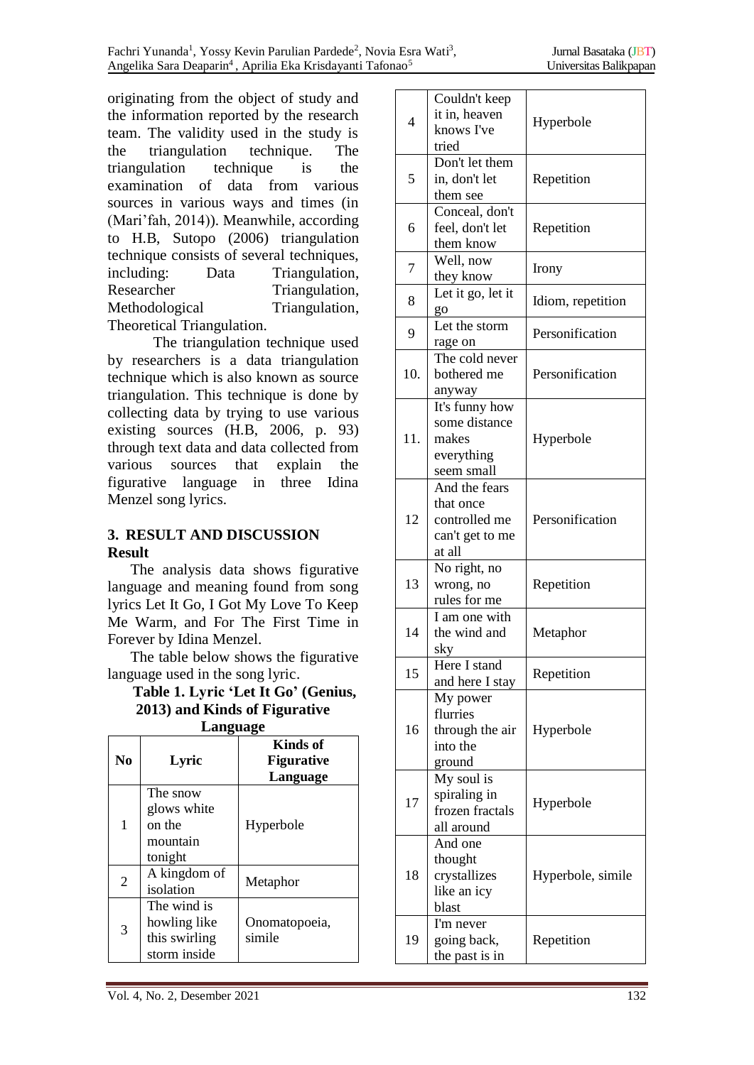originating from the object of study and the information reported by the research team. The validity used in the study is the triangulation technique. The triangulation technique is the examination of data from various sources in various ways and times (in (Mari'fah, 2014)). Meanwhile, according to H.B, Sutopo (2006) triangulation technique consists of several techniques, including: Data Triangulation, Researcher Triangulation, Methodological Triangulation, Theoretical Triangulation.

The triangulation technique used by researchers is a data triangulation technique which is also known as source triangulation. This technique is done by collecting data by trying to use various existing sources (H.B, 2006, p. 93) through text data and data collected from various sources that explain the figurative language in three Idina Menzel song lyrics.

## 3. RESULT AND DISCUSSION

### Result

The analysis data shows figurative language and meaning found from song lyrics Let It Go, I Got My Love To Keep Me Warm, and For The First Time in Forever by Idina Menzel.

The table below shows the figurative language used in the song lyric.

**Table 1. Lyric 'Let It Go' (Genius, 2013) and Kinds of Figurative Language**

| No | Lyric | Kinds of Figurative Language |
|---|---|---|
| 1 | The snow glows white on the mountain tonight | Hyperbole |
| 2 | A kingdom of isolation | Metaphor |
| 3 | The wind is howling like this swirling storm inside | Onomatopoeia, simile |
| 4 | Couldn't keep it in, heaven knows I've tried | Hyperbole |
| 5 | Don't let them in, don't let them see | Repetition |
| 6 | Conceal, don't feel, don't let them know | Repetition |
| 7 | Well, now they know | Irony |
| 8 | Let it go, let it go | Idiom, repetition |
| 9 | Let the storm rage on | Personification |
| 10. | The cold never bothered me anyway | Personification |
| 11. | It's funny how some distance makes everything seem small | Hyperbole |
| 12 | And the fears that once controlled me can't get to me at all | Personification |
| 13 | No right, no wrong, no rules for me | Repetition |
| 14 | I am one with the wind and sky | Metaphor |
| 15 | Here I stand and here I stay | Repetition |
| 16 | My power flurries through the air into the ground | Hyperbole |
| 17 | My soul is spiraling in frozen fractals all around | Hyperbole |
| 18 | And one thought crystallizes like an icy blast | Hyperbole, simile |
| 19 | I'm never going back, the past is in | Repetition |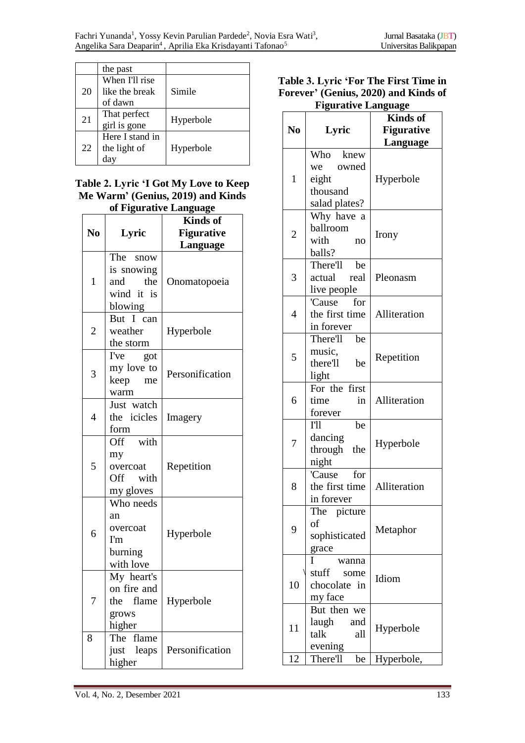|  | the past |  |
|---|---|---|
| 20 | When I'll rise like the break of dawn | Simile |
| 21 | That perfect girl is gone | Hyperbole |
| 22 | Here I stand in the light of day | Hyperbole |

**Table 2. Lyric 'I Got My Love to Keep Me Warm' (Genius, 2019) and Kinds of Figurative Language**

| No | Lyric | Kinds of Figurative Language |
|---|---|---|
| 1 | The snow is snowing and the wind it is blowing | Onomatopoeia |
| 2 | But I can weather the storm | Hyperbole |
| 3 | I've got my love to keep me warm | Personification |
| 4 | Just watch the icicles form | Imagery |
| 5 | Off with my overcoat Off with my gloves | Repetition |
| 6 | Who needs an overcoat I'm burning with love | Hyperbole |
| 7 | My heart's on fire and the flame grows higher | Hyperbole |
| 8 | The flame just leaps higher | Personification |

**Table 3. Lyric 'For The First Time in Forever' (Genius, 2020) and Kinds of Figurative Language**

| No | Lyric | Kinds of Figurative Language |
|---|---|---|
| 1 | Who knew we owned eight thousand salad plates? | Hyperbole |
| 2 | Why have a ballroom with no balls? | Irony |
| 3 | There'll be actual real live people | Pleonasm |
| 4 | 'Cause for the first time in forever | Alliteration |
| 5 | There'll be music, there'll be light | Repetition |
| 6 | For the first time in forever | Alliteration |
| 7 | I'll be dancing through the night | Hyperbole |
| 8 | 'Cause for the first time in forever | Alliteration |
| 9 | The picture of sophisticated grace | Metaphor |
| 10 | I wanna stuff some chocolate in my face | Idiom |
| 11 | But then we laugh and talk all evening | Hyperbole |
| 12 | There'll be | Hyperbole, |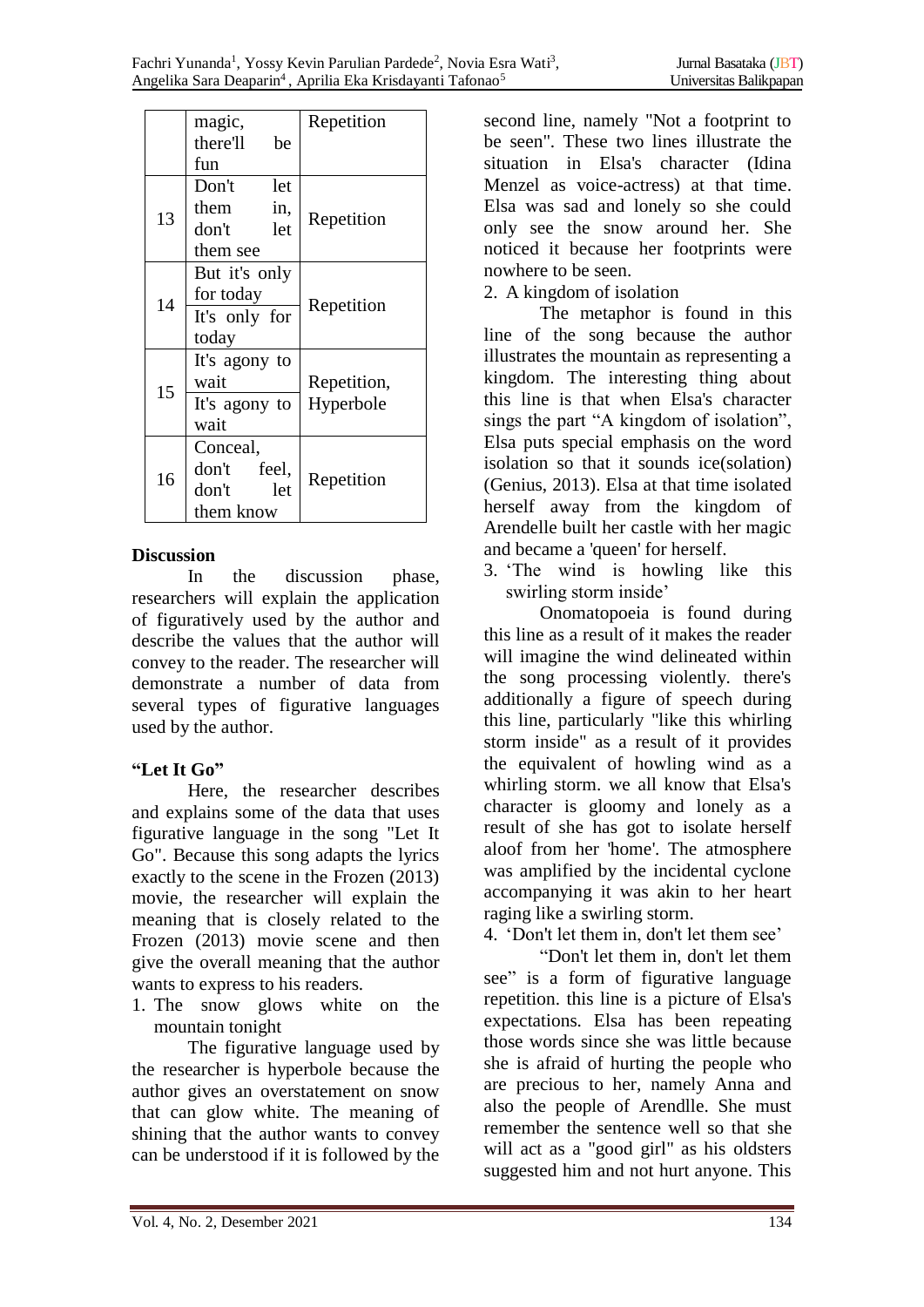|  | magic, there'll be fun | Repetition |
|---|---|---|
| 13 | Don't let them in, don't let them see | Repetition |
| 14 | But it's only for today<br>It's only for today | Repetition |
| 15 | It's agony to wait<br>It's agony to wait | Repetition, Hyperbole |
| 16 | Conceal, don't feel, don't let them know | Repetition |

## Discussion

In the discussion phase, researchers will explain the application of figuratively used by the author and describe the values that the author will convey to the reader. The researcher will demonstrate a number of data from several types of figurative languages used by the author.

### "Let It Go"

Here, the researcher describes and explains some of the data that uses figurative language in the song "Let It Go". Because this song adapts the lyrics exactly to the scene in the Frozen (2013) movie, the researcher will explain the meaning that is closely related to the Frozen (2013) movie scene and then give the overall meaning that the author wants to express to his readers.

1. The snow glows white on the mountain tonight

   The figurative language used by the researcher is hyperbole because the author gives an overstatement on snow that can glow white. The meaning of shining that the author wants to convey can be understood if it is followed by the second line, namely "Not a footprint to be seen". These two lines illustrate the situation in Elsa's character (Idina Menzel as voice-actress) at that time. Elsa was sad and lonely so she could only see the snow around her. She noticed it because her footprints were nowhere to be seen.

2. A kingdom of isolation

   The metaphor is found in this line of the song because the author illustrates the mountain as representing a kingdom. The interesting thing about this line is that when Elsa's character sings the part "A kingdom of isolation", Elsa puts special emphasis on the word isolation so that it sounds ice(solation) (Genius, 2013). Elsa at that time isolated herself away from the kingdom of Arendelle built her castle with her magic and became a 'queen' for herself.

3. 'The wind is howling like this swirling storm inside'

   Onomatopoeia is found during this line as a result of it makes the reader will imagine the wind delineated within the song processing violently. there's additionally a figure of speech during this line, particularly "like this whirling storm inside" as a result of it provides the equivalent of howling wind as a whirling storm. we all know that Elsa's character is gloomy and lonely as a result of she has got to isolate herself aloof from her 'home'. The atmosphere was amplified by the incidental cyclone accompanying it was akin to her heart raging like a swirling storm.

4. 'Don't let them in, don't let them see'

   "Don't let them in, don't let them see" is a form of figurative language repetition. this line is a picture of Elsa's expectations. Elsa has been repeating those words since she was little because she is afraid of hurting the people who are precious to her, namely Anna and also the people of Arendlle. She must remember the sentence well so that she will act as a "good girl" as his oldsters suggested him and not hurt anyone. This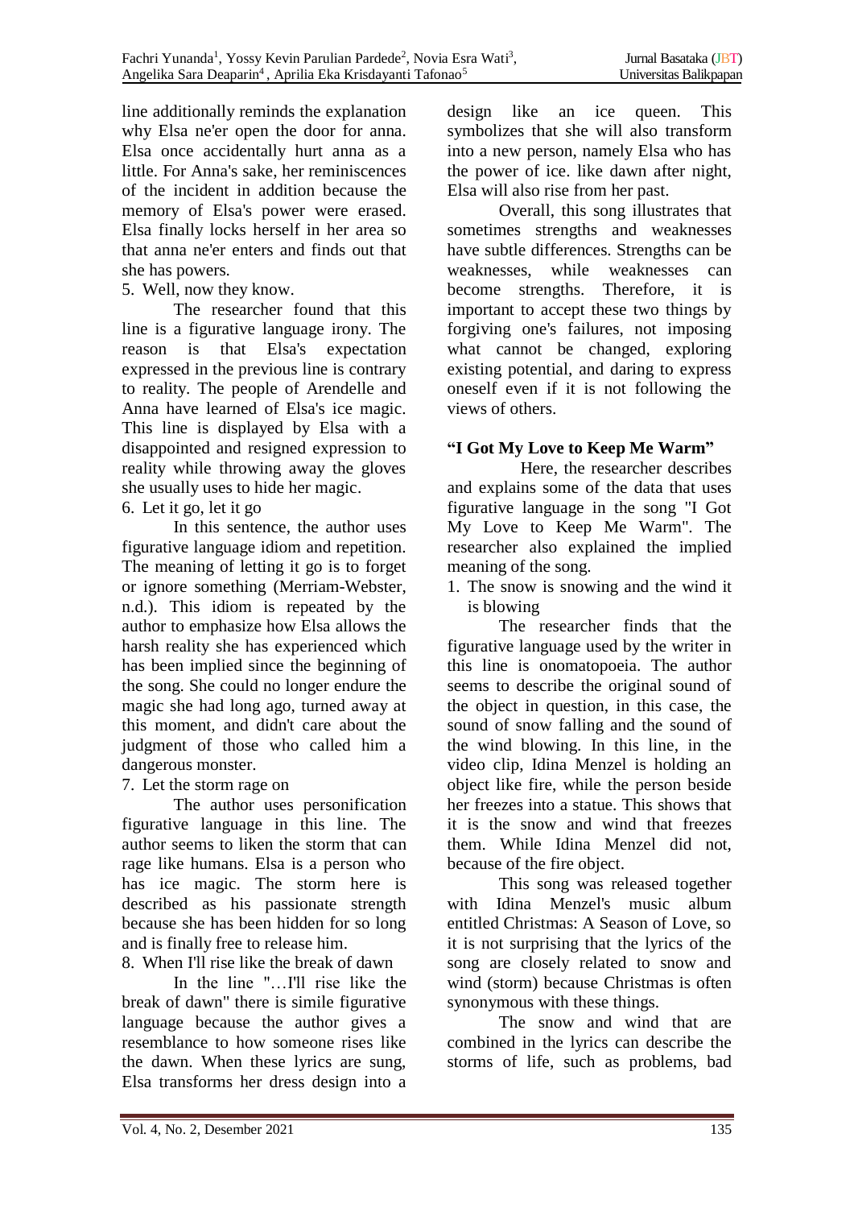line additionally reminds the explanation why Elsa ne'er open the door for anna. Elsa once accidentally hurt anna as a little. For Anna's sake, her reminiscences of the incident in addition because the memory of Elsa's power were erased. Elsa finally locks herself in her area so that anna ne'er enters and finds out that she has powers.

5. Well, now they know.

The researcher found that this line is a figurative language irony. The reason is that Elsa's expectation expressed in the previous line is contrary to reality. The people of Arendelle and Anna have learned of Elsa's ice magic. This line is displayed by Elsa with a disappointed and resigned expression to reality while throwing away the gloves she usually uses to hide her magic.

6. Let it go, let it go

In this sentence, the author uses figurative language idiom and repetition. The meaning of letting it go is to forget or ignore something (Merriam-Webster, n.d.). This idiom is repeated by the author to emphasize how Elsa allows the harsh reality she has experienced which has been implied since the beginning of the song. She could no longer endure the magic she had long ago, turned away at this moment, and didn't care about the judgment of those who called him a dangerous monster.

7. Let the storm rage on

The author uses personification figurative language in this line. The author seems to liken the storm that can rage like humans. Elsa is a person who has ice magic. The storm here is described as his passionate strength because she has been hidden for so long and is finally free to release him.

8. When I'll rise like the break of dawn

In the line "…I'll rise like the break of dawn" there is simile figurative language because the author gives a resemblance to how someone rises like the dawn. When these lyrics are sung, Elsa transforms her dress design into a design like an ice queen. This symbolizes that she will also transform into a new person, namely Elsa who has the power of ice. like dawn after night, Elsa will also rise from her past.

Overall, this song illustrates that sometimes strengths and weaknesses have subtle differences. Strengths can be weaknesses, while weaknesses can become strengths. Therefore, it is important to accept these two things by forgiving one's failures, not imposing what cannot be changed, exploring existing potential, and daring to express oneself even if it is not following the views of others.

**"I Got My Love to Keep Me Warm"**

Here, the researcher describes and explains some of the data that uses figurative language in the song "I Got My Love to Keep Me Warm". The researcher also explained the implied meaning of the song.

1. The snow is snowing and the wind it is blowing

The researcher finds that the figurative language used by the writer in this line is onomatopoeia. The author seems to describe the original sound of the object in question, in this case, the sound of snow falling and the sound of the wind blowing. In this line, in the video clip, Idina Menzel is holding an object like fire, while the person beside her freezes into a statue. This shows that it is the snow and wind that freezes them. While Idina Menzel did not, because of the fire object.

This song was released together with Idina Menzel's music album entitled Christmas: A Season of Love, so it is not surprising that the lyrics of the song are closely related to snow and wind (storm) because Christmas is often synonymous with these things.

The snow and wind that are combined in the lyrics can describe the storms of life, such as problems, bad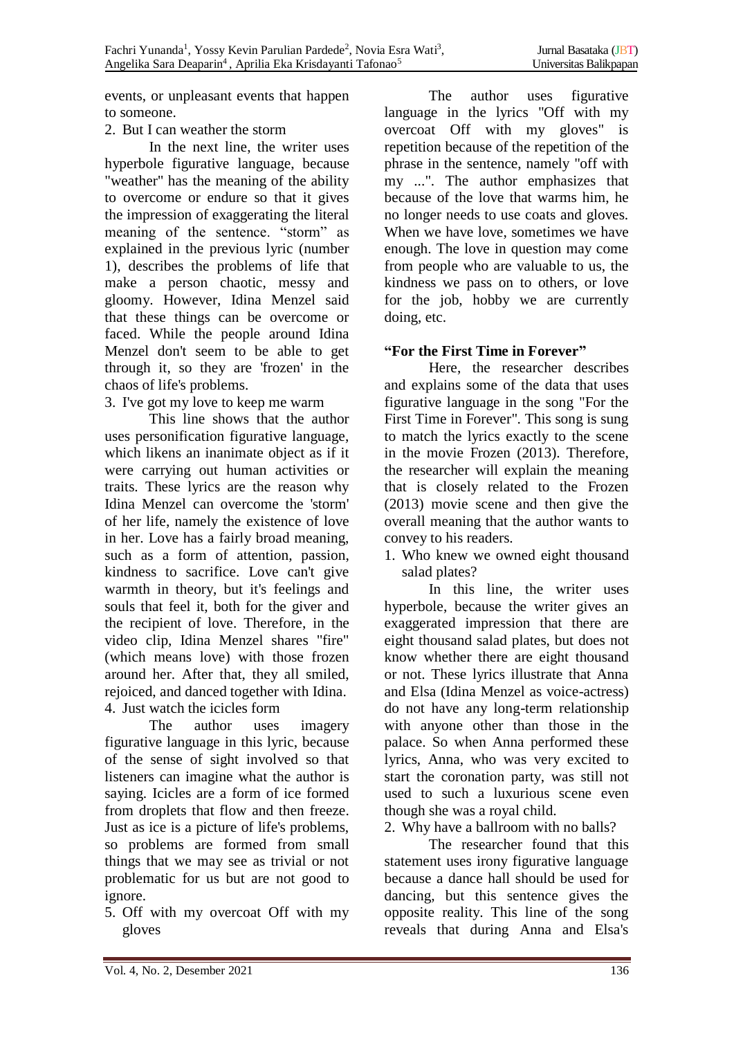events, or unpleasant events that happen to someone.

2. But I can weather the storm

In the next line, the writer uses hyperbole figurative language, because "weather" has the meaning of the ability to overcome or endure so that it gives the impression of exaggerating the literal meaning of the sentence. “storm” as explained in the previous lyric (number 1), describes the problems of life that make a person chaotic, messy and gloomy. However, Idina Menzel said that these things can be overcome or faced. While the people around Idina Menzel don't seem to be able to get through it, so they are 'frozen' in the chaos of life's problems.

3. I've got my love to keep me warm

This line shows that the author uses personification figurative language, which likens an inanimate object as if it were carrying out human activities or traits. These lyrics are the reason why Idina Menzel can overcome the 'storm' of her life, namely the existence of love in her. Love has a fairly broad meaning, such as a form of attention, passion, kindness to sacrifice. Love can't give warmth in theory, but it's feelings and souls that feel it, both for the giver and the recipient of love. Therefore, in the video clip, Idina Menzel shares "fire" (which means love) with those frozen around her. After that, they all smiled, rejoiced, and danced together with Idina.

4. Just watch the icicles form

The author uses imagery figurative language in this lyric, because of the sense of sight involved so that listeners can imagine what the author is saying. Icicles are a form of ice formed from droplets that flow and then freeze. Just as ice is a picture of life's problems, so problems are formed from small things that we may see as trivial or not problematic for us but are not good to ignore.

5. Off with my overcoat Off with my gloves

The author uses figurative language in the lyrics "Off with my overcoat Off with my gloves" is repetition because of the repetition of the phrase in the sentence, namely "off with my ...". The author emphasizes that because of the love that warms him, he no longer needs to use coats and gloves. When we have love, sometimes we have enough. The love in question may come from people who are valuable to us, the kindness we pass on to others, or love for the job, hobby we are currently doing, etc.

**“For the First Time in Forever”**

Here, the researcher describes and explains some of the data that uses figurative language in the song "For the First Time in Forever". This song is sung to match the lyrics exactly to the scene in the movie Frozen (2013). Therefore, the researcher will explain the meaning that is closely related to the Frozen (2013) movie scene and then give the overall meaning that the author wants to convey to his readers.

1. Who knew we owned eight thousand salad plates?

In this line, the writer uses hyperbole, because the writer gives an exaggerated impression that there are eight thousand salad plates, but does not know whether there are eight thousand or not. These lyrics illustrate that Anna and Elsa (Idina Menzel as voice-actress) do not have any long-term relationship with anyone other than those in the palace. So when Anna performed these lyrics, Anna, who was very excited to start the coronation party, was still not used to such a luxurious scene even though she was a royal child.

2. Why have a ballroom with no balls?

The researcher found that this statement uses irony figurative language because a dance hall should be used for dancing, but this sentence gives the opposite reality. This line of the song reveals that during Anna and Elsa's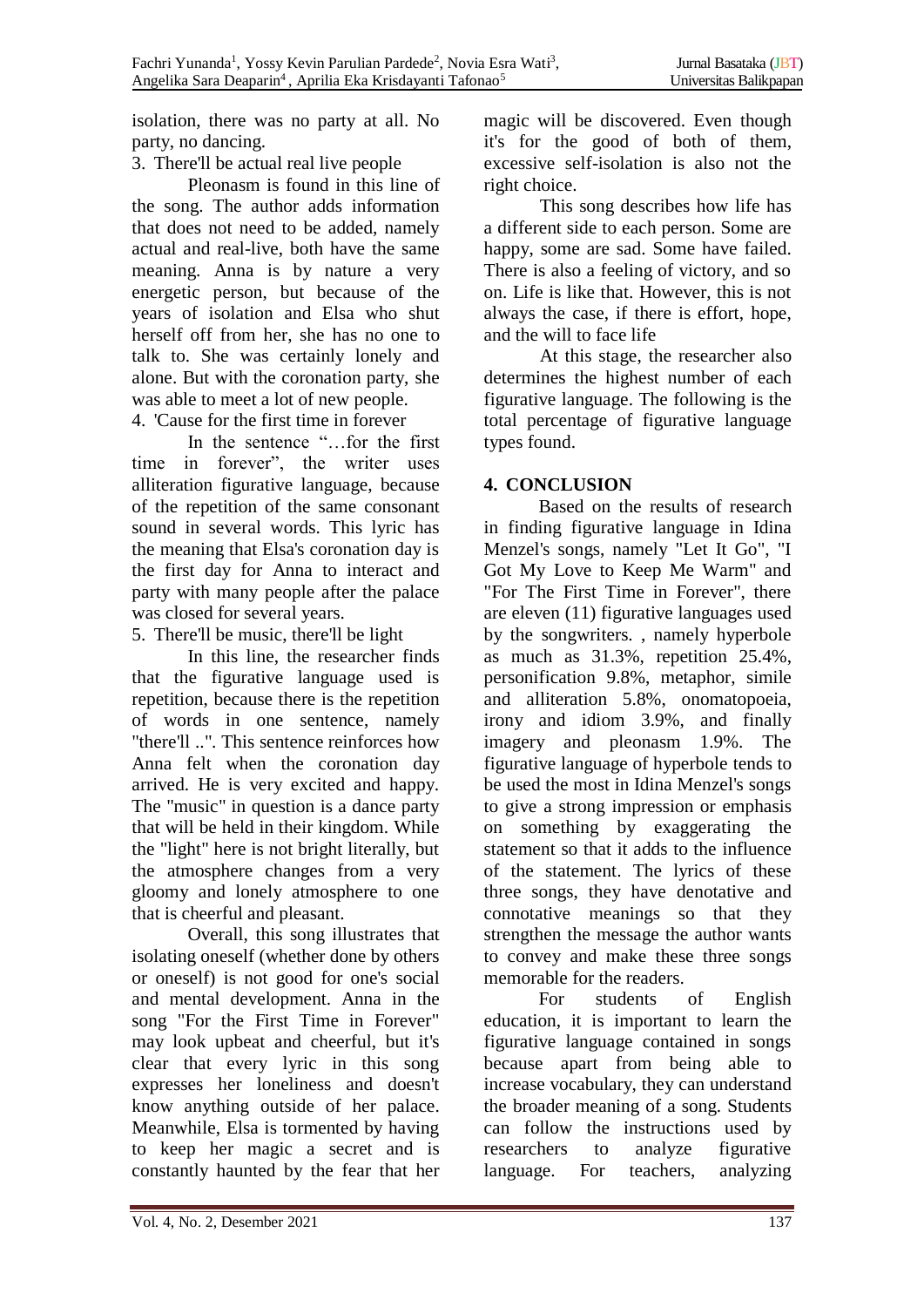isolation, there was no party at all. No party, no dancing.

3. There'll be actual real live people

Pleonasm is found in this line of the song. The author adds information that does not need to be added, namely actual and real-live, both have the same meaning. Anna is by nature a very energetic person, but because of the years of isolation and Elsa who shut herself off from her, she has no one to talk to. She was certainly lonely and alone. But with the coronation party, she was able to meet a lot of new people.

4. 'Cause for the first time in forever

In the sentence "…for the first time in forever", the writer uses alliteration figurative language, because of the repetition of the same consonant sound in several words. This lyric has the meaning that Elsa's coronation day is the first day for Anna to interact and party with many people after the palace was closed for several years.

5. There'll be music, there'll be light

In this line, the researcher finds that the figurative language used is repetition, because there is the repetition of words in one sentence, namely "there'll ..". This sentence reinforces how Anna felt when the coronation day arrived. He is very excited and happy. The "music" in question is a dance party that will be held in their kingdom. While the "light" here is not bright literally, but the atmosphere changes from a very gloomy and lonely atmosphere to one that is cheerful and pleasant.

Overall, this song illustrates that isolating oneself (whether done by others or oneself) is not good for one's social and mental development. Anna in the song "For the First Time in Forever" may look upbeat and cheerful, but it's clear that every lyric in this song expresses her loneliness and doesn't know anything outside of her palace. Meanwhile, Elsa is tormented by having to keep her magic a secret and is constantly haunted by the fear that her magic will be discovered. Even though it's for the good of both of them, excessive self-isolation is also not the right choice.

This song describes how life has a different side to each person. Some are happy, some are sad. Some have failed. There is also a feeling of victory, and so on. Life is like that. However, this is not always the case, if there is effort, hope, and the will to face life

At this stage, the researcher also determines the highest number of each figurative language. The following is the total percentage of figurative language types found.

## 4. CONCLUSION

Based on the results of research in finding figurative language in Idina Menzel's songs, namely "Let It Go", "I Got My Love to Keep Me Warm" and "For The First Time in Forever", there are eleven (11) figurative languages used by the songwriters. , namely hyperbole as much as 31.3%, repetition 25.4%, personification 9.8%, metaphor, simile and alliteration 5.8%, onomatopoeia, irony and idiom 3.9%, and finally imagery and pleonasm 1.9%. The figurative language of hyperbole tends to be used the most in Idina Menzel's songs to give a strong impression or emphasis on something by exaggerating the statement so that it adds to the influence of the statement. The lyrics of these three songs, they have denotative and connotative meanings so that they strengthen the message the author wants to convey and make these three songs memorable for the readers.

For students of English education, it is important to learn the figurative language contained in songs because apart from being able to increase vocabulary, they can understand the broader meaning of a song. Students can follow the instructions used by researchers to analyze figurative language. For teachers, analyzing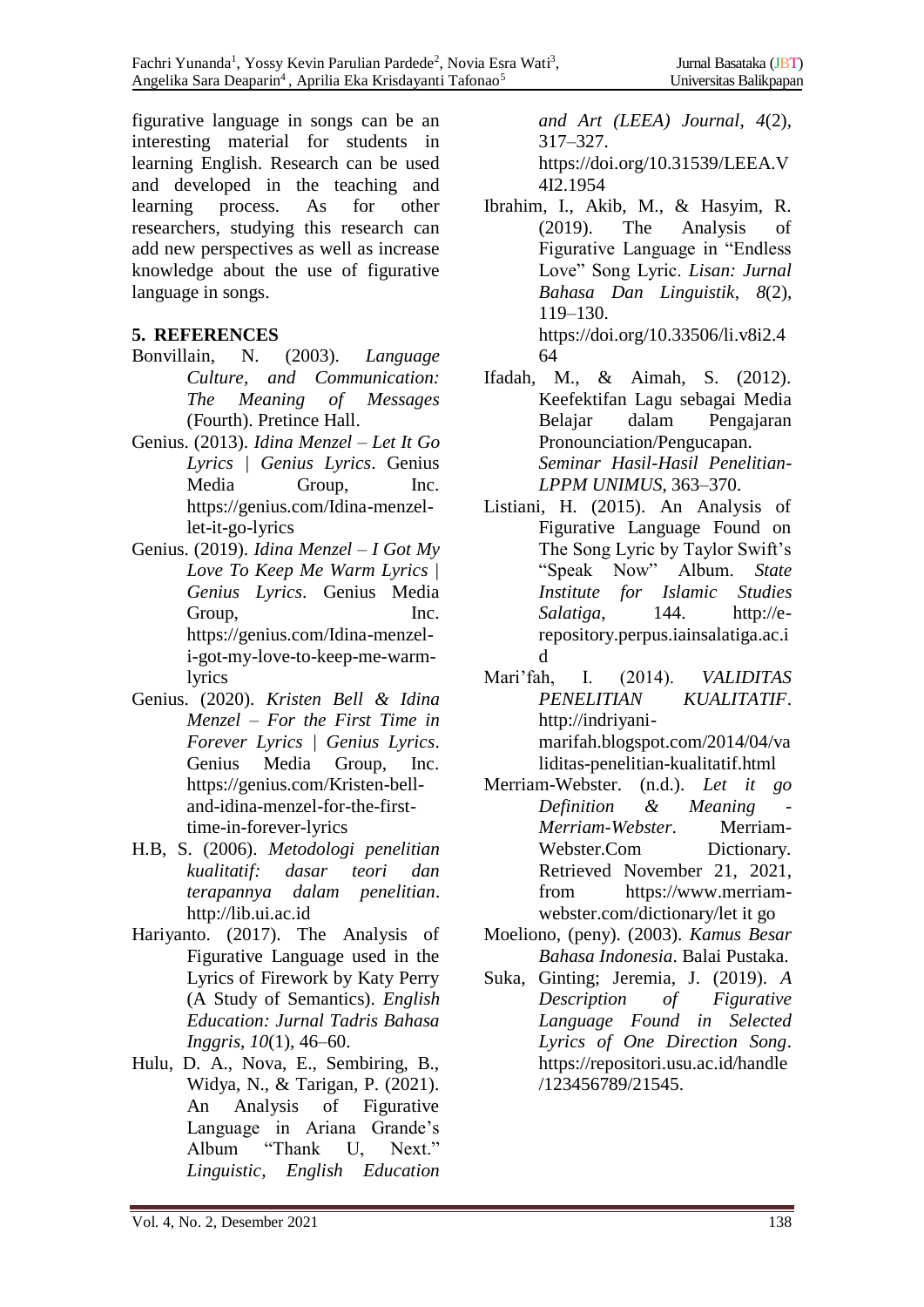figurative language in songs can be an interesting material for students in learning English. Research can be used and developed in the teaching and learning process. As for other researchers, studying this research can add new perspectives as well as increase knowledge about the use of figurative language in songs.

## 5. REFERENCES

Bonvillain, N. (2003). *Language Culture, and Communication: The Meaning of Messages* (Fourth). Pretince Hall.

Genius. (2013). *Idina Menzel – Let It Go Lyrics | Genius Lyrics*. Genius Media Group, Inc. https://genius.com/Idina-menzel-let-it-go-lyrics

Genius. (2019). *Idina Menzel – I Got My Love To Keep Me Warm Lyrics | Genius Lyrics*. Genius Media Group, Inc. https://genius.com/Idina-menzel-i-got-my-love-to-keep-me-warm-lyrics

Genius. (2020). *Kristen Bell & Idina Menzel – For the First Time in Forever Lyrics | Genius Lyrics*. Genius Media Group, Inc. https://genius.com/Kristen-bell-and-idina-menzel-for-the-first-time-in-forever-lyrics

H.B, S. (2006). *Metodologi penelitian kualitatif: dasar teori dan terapannya dalam penelitian*. http://lib.ui.ac.id

Hariyanto. (2017). The Analysis of Figurative Language used in the Lyrics of Firework by Katy Perry (A Study of Semantics). *English Education: Jurnal Tadris Bahasa Inggris*, *10*(1), 46–60.

Hulu, D. A., Nova, E., Sembiring, B., Widya, N., & Tarigan, P. (2021). An Analysis of Figurative Language in Ariana Grande's Album "Thank U, Next." *Linguistic, English Education and Art (LEEA) Journal*, *4*(2), 317–327. https://doi.org/10.31539/LEEA.V4I2.1954

Ibrahim, I., Akib, M., & Hasyim, R. (2019). The Analysis of Figurative Language in "Endless Love" Song Lyric. *Lisan: Jurnal Bahasa Dan Linguistik*, *8*(2), 119–130. https://doi.org/10.33506/li.v8i2.464

Ifadah, M., & Aimah, S. (2012). Keefektifan Lagu sebagai Media Belajar dalam Pengajaran Pronounciation/Pengucapan. *Seminar Hasil-Hasil Penelitian-LPPM UNIMUS*, 363–370.

Listiani, H. (2015). An Analysis of Figurative Language Found on The Song Lyric by Taylor Swift's "Speak Now" Album. *State Institute for Islamic Studies Salatiga*, 144. http://e-repository.perpus.iainsalatiga.ac.id

Mari'fah, I. (2014). *VALIDITAS PENELITIAN KUALITATIF*. http://indriyani-marifah.blogspot.com/2014/04/validitas-penelitian-kualitatif.html

Merriam-Webster. (n.d.). *Let it go Definition & Meaning - Merriam-Webster*. Merriam-Webster.Com Dictionary. Retrieved November 21, 2021, from https://www.merriam-webster.com/dictionary/let it go

Moeliono, (peny). (2003). *Kamus Besar Bahasa Indonesia*. Balai Pustaka.

Suka, Ginting; Jeremia, J. (2019). *A Description of Figurative Language Found in Selected Lyrics of One Direction Song*. https://repositori.usu.ac.id/handle/123456789/21545.